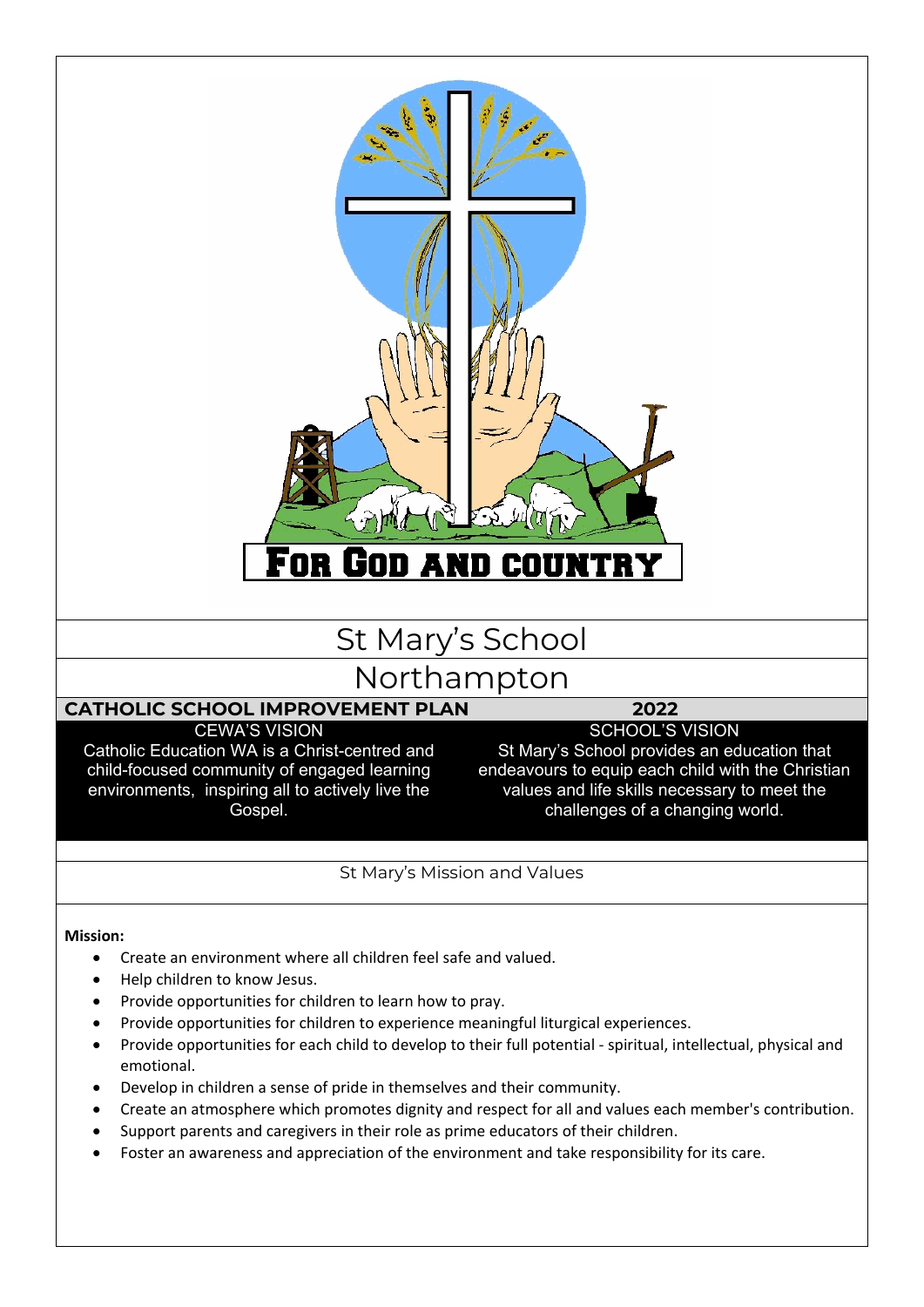FOR GOD AND COUNTRY

# St Mary's School

# Northampton

**CATHOLIC SCHOOL IMPROVEMENT PLAN** **2022**

| CEWA'S VISION | SCHOOL'S VISION |
| --- | --- |
| Catholic Education WA is a Christ-centred and child-focused community of engaged learning environments, inspiring all to actively live the Gospel. | St Mary's School provides an education that endeavours to equip each child with the Christian values and life skills necessary to meet the challenges of a changing world. |

## St Mary's Mission and Values

**Mission:**

- Create an environment where all children feel safe and valued.
- Help children to know Jesus.
- Provide opportunities for children to learn how to pray.
- Provide opportunities for children to experience meaningful liturgical experiences.
- Provide opportunities for each child to develop to their full potential - spiritual, intellectual, physical and emotional.
- Develop in children a sense of pride in themselves and their community.
- Create an atmosphere which promotes dignity and respect for all and values each member's contribution.
- Support parents and caregivers in their role as prime educators of their children.
- Foster an awareness and appreciation of the environment and take responsibility for its care.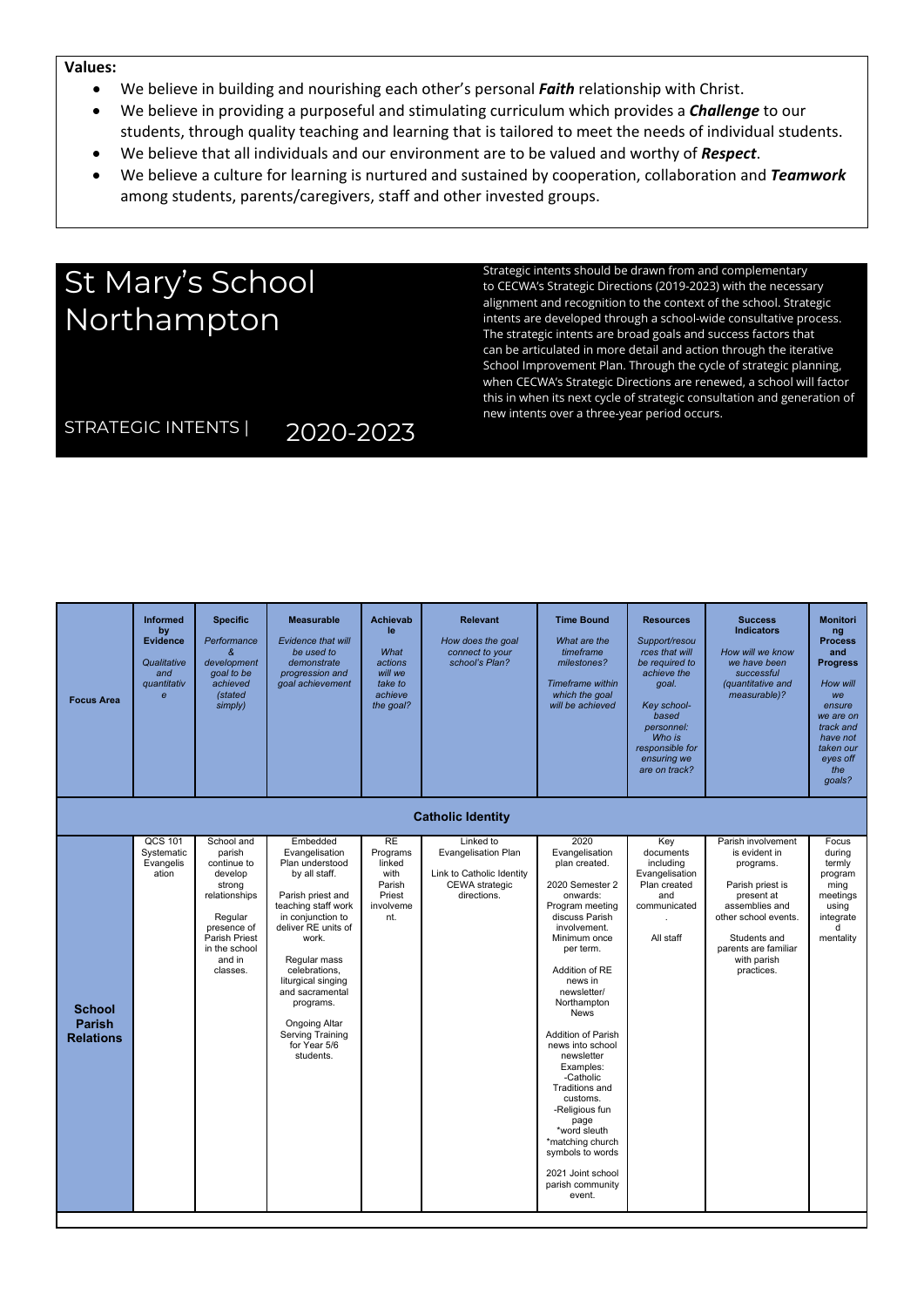**Values:**

- We believe in building and nourishing each other's personal ***Faith*** relationship with Christ.
- We believe in providing a purposeful and stimulating curriculum which provides a ***Challenge*** to our students, through quality teaching and learning that is tailored to meet the needs of individual students.
- We believe that all individuals and our environment are to be valued and worthy of ***Respect***.
- We believe a culture for learning is nurtured and sustained by cooperation, collaboration and ***Teamwork*** among students, parents/caregivers, staff and other invested groups.

# St Mary's School Northampton

STRATEGIC INTENTS | 2020-2023

Strategic intents should be drawn from and complementary to CECWA's Strategic Directions (2019-2023) with the necessary alignment and recognition to the context of the school. Strategic intents are developed through a school-wide consultative process. The strategic intents are broad goals and success factors that can be articulated in more detail and action through the iterative School Improvement Plan. Through the cycle of strategic planning, when CECWA's Strategic Directions are renewed, a school will factor this in when its next cycle of strategic consultation and generation of new intents over a three-year period occurs.

| Focus Area | **Informed by Evidence** *Qualitative and quantitative* | **Specific** *Performance & development goal to be achieved (stated simply)* | **Measurable** *Evidence that will be used to demonstrate progression and goal achievement* | **Achievable** *What actions will we take to achieve the goal?* | **Relevant** *How does the goal connect to your school's Plan?* | **Time Bound** *What are the timeframe milestones? Timeframe within which the goal will be achieved* | **Resources** *Support/resources that will be required to achieve the goal. Key school-based personnel: Who is responsible for ensuring we are on track?* | **Success Indicators** *How will we know we have been successful (quantitative and measurable)?* | **Monitoring Process and Progress** *How will we ensure we are on track and have not taken our eyes off the goals?* |
|---|---|---|---|---|---|---|---|---|---|
| **Catholic Identity** | | | | | | | | | |
| **School Parish Relations** | QCS 101 Systematic Evangelisation | School and parish continue to develop strong relationships<br><br>Regular presence of Parish Priest in the school and in classes. | Embedded Evangelisation Plan understood by all staff.<br><br>Parish priest and teaching staff work in conjunction to deliver RE units of work.<br><br>Regular mass celebrations, liturgical singing and sacramental programs.<br><br>Ongoing Altar Serving Training for Year 5/6 students. | RE Programs linked with Parish Priest involvement. | Linked to Evangelisation Plan<br><br>Link to Catholic Identity CEWA strategic directions. | 2020 Evangelisation plan created.<br><br>2020 Semester 2 onwards: Program meeting discuss Parish involvement. Minimum once per term.<br><br>Addition of RE news in newsletter/ Northampton News<br><br>Addition of Parish news into school newsletter Examples: -Catholic Traditions and customs. -Religious fun page *word sleuth *matching church symbols to words<br><br>2021 Joint school parish community event. | Key documents including Evangelisation Plan created and communicated .<br><br>All staff | Parish involvement is evident in programs.<br><br>Parish priest is present at assemblies and other school events.<br><br>Students and parents are familiar with parish practices. | Focus during termly programming meetings using integrated mentality |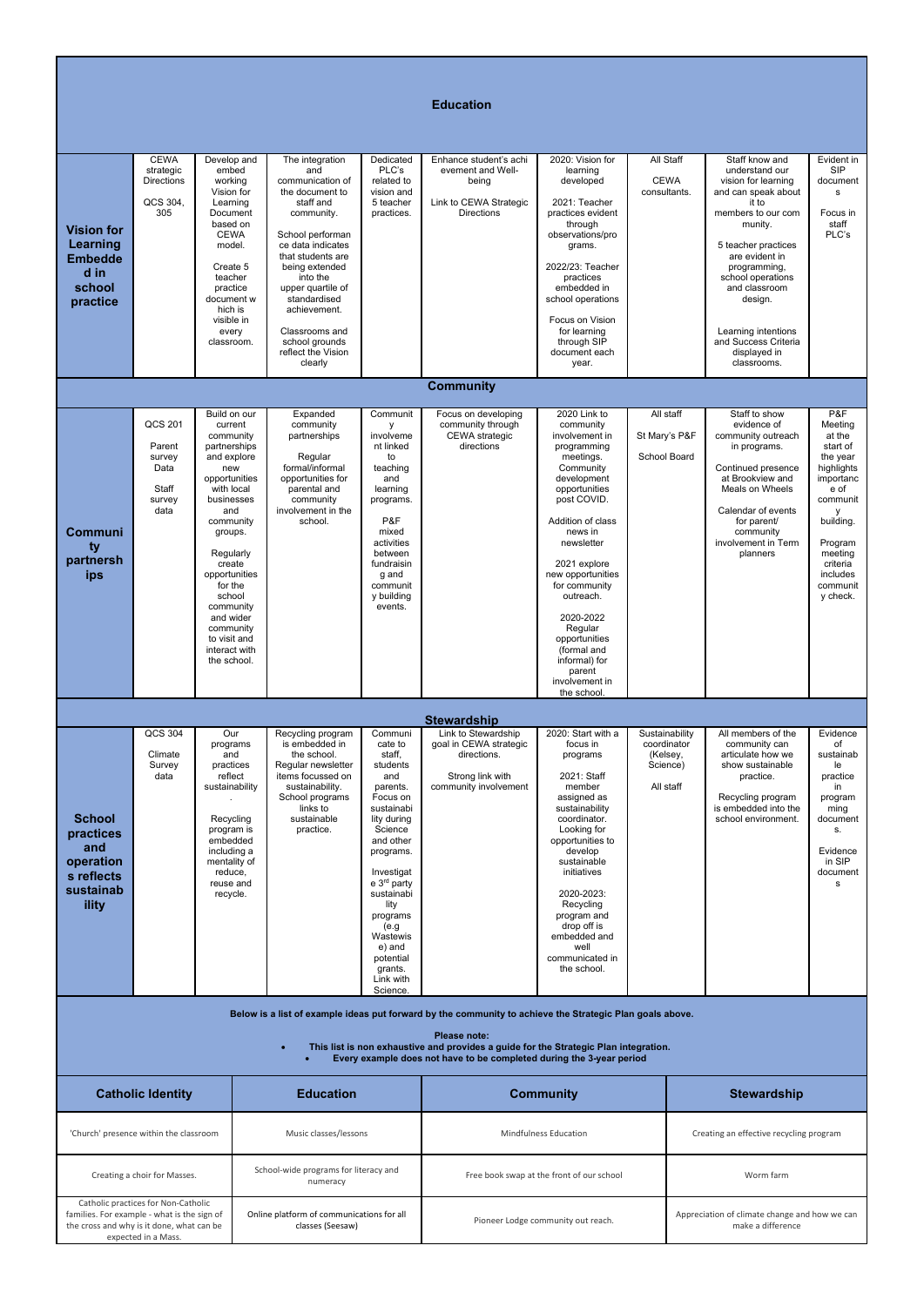## Education

| | | | | | | | | | |
|---|---|---|---|---|---|---|---|---|---|
| **Vision for Learning Embedded in school practice** | CEWA strategic Directions<br><br>QCS 304, 305 | Develop and embed working Vision for Learning Document based on CEWA model.<br><br>Create 5 teacher practice document which is visible in every classroom. | The integration and communication of the document to staff and community.<br><br>School performance data indicates that students are being extended into the upper quartile of standardised achievement.<br><br>Classrooms and school grounds reflect the Vision clearly | Dedicated PLC's related to vision and 5 teacher practices. | Enhance student's achievement and Well-being<br><br>Link to CEWA Strategic Directions | 2020: Vision for learning developed<br><br>2021: Teacher practices evident through observations/programs.<br><br>2022/23: Teacher practices embedded in school operations<br><br>Focus on Vision for learning through SIP document each year. | All Staff<br><br>CEWA consultants. | Staff know and understand our vision for learning and can speak about it to members to our community.<br><br>5 teacher practices are evident in programming, school operations and classroom design.<br><br>Learning intentions and Success Criteria displayed in classrooms. | Evident in SIP documents<br><br>Focus in staff PLC's |

## Community

| | | | | | | | | | |
|---|---|---|---|---|---|---|---|---|---|
| **Community partnerships** | QCS 201<br><br>Parent survey Data<br><br>Staff survey data | Build on our current community partnerships and explore new opportunities with local businesses and community groups.<br><br>Regularly create opportunities for the school community and wider community to visit and interact with the school. | Expanded community partnerships<br><br>Regular formal/informal opportunities for parental and community involvement in the school. | Community involvement linked to teaching and learning programs.<br><br>P&F mixed activities between fundraising and community building events. | Focus on developing community through CEWA strategic directions | 2020 Link to community involvement in programming meetings. Community development opportunities post COVID.<br><br>Addition of class news in newsletter<br><br>2021 explore new opportunities for community outreach.<br><br>2020-2022 Regular opportunities (formal and informal) for parent involvement in the school. | All staff<br><br>St Mary's P&F<br><br>School Board | Staff to show evidence of community outreach in programs.<br><br>Continued presence at Brookview and Meals on Wheels<br><br>Calendar of events for parent/ community involvement in Term planners | P&F Meeting at the start of the year highlights importance of community building.<br><br>Program meeting criteria includes community check. |

## Stewardship

| | | | | | | | | | |
|---|---|---|---|---|---|---|---|---|---|
| **School practices and operations reflects sustainability** | QCS 304<br><br>Climate Survey data | Our programs and practices reflect sustainability.<br><br>Recycling program is embedded including a mentality of reduce, reuse and recycle. | Recycling program is embedded in the school. Regular newsletter items focussed on sustainability. School programs links to sustainable practice. | Communicate to staff, students and parents. Focus on sustainability during Science and other programs.<br><br>Investigate 3rd party sustainability programs (e.g Wastewise) and potential grants. Link with Science. | Link to Stewardship goal in CEWA strategic directions.<br><br>Strong link with community involvement | 2020: Start with a focus in programs<br><br>2021: Staff member assigned as sustainability coordinator. Looking for opportunities to develop sustainable initiatives<br><br>2020-2023: Recycling program and drop off is embedded and well communicated in the school. | Sustainability coordinator (Kelsey, Science)<br><br>All staff | All members of the community can articulate how we show sustainable practice.<br><br>Recycling program is embedded into the school environment. | Evidence of sustainable practice in programming documents.<br><br>Evidence in SIP documents |

**Below is a list of example ideas put forward by the community to achieve the Strategic Plan goals above.**

**Please note:**

- **This list is non exhaustive and provides a guide for the Strategic Plan integration.**
- **Every example does not have to be completed during the 3-year period**

| Catholic Identity | Education | Community | Stewardship |
|---|---|---|---|
| 'Church' presence within the classroom | Music classes/lessons | Mindfulness Education | Creating an effective recycling program |
| Creating a choir for Masses. | School-wide programs for literacy and numeracy | Free book swap at the front of our school | Worm farm |
| Catholic practices for Non-Catholic families. For example - what is the sign of the cross and why is it done, what can be expected in a Mass. | Online platform of communications for all classes (Seesaw) | Pioneer Lodge community out reach. | Appreciation of climate change and how we can make a difference |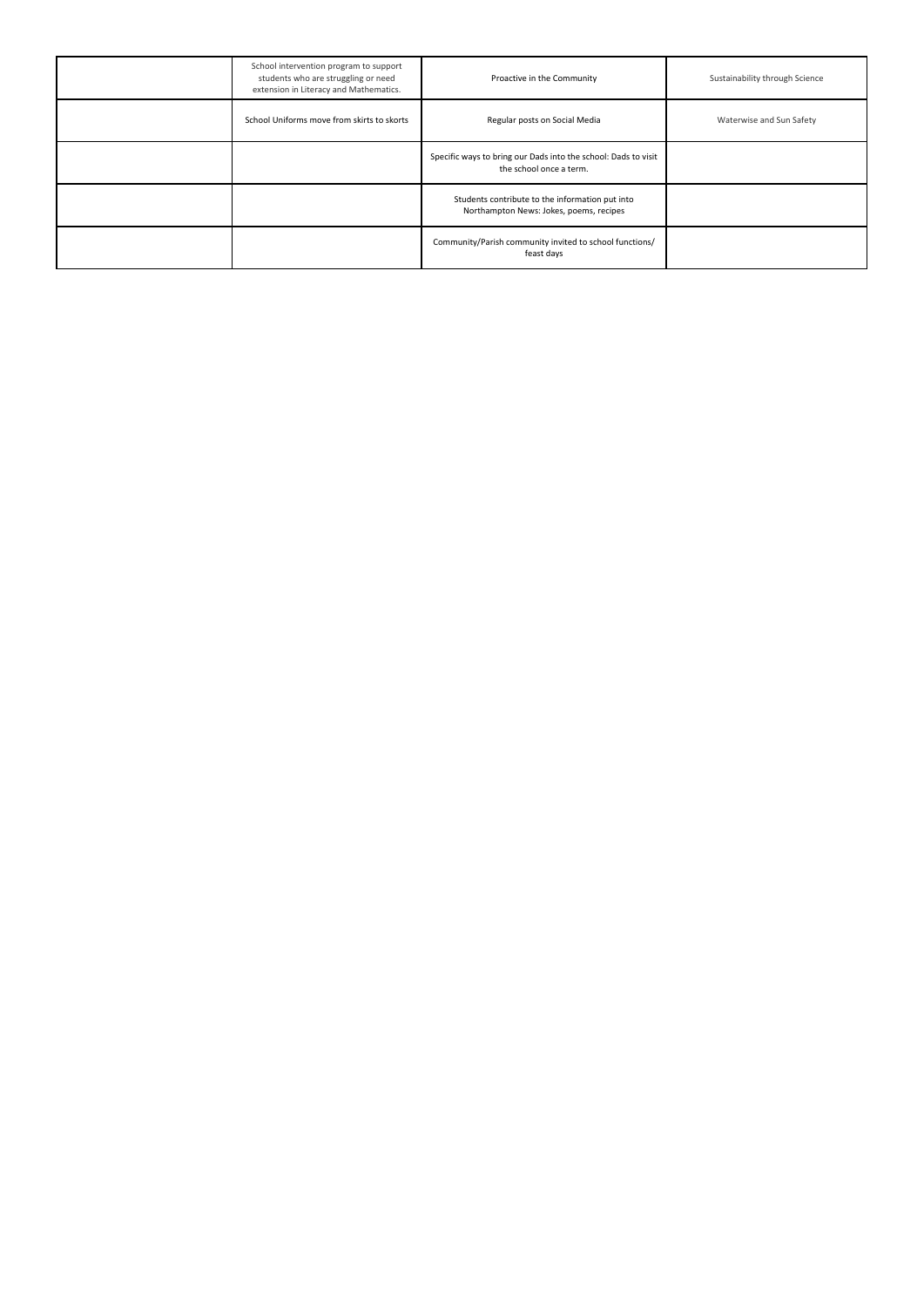| | | | |
|---|---|---|---|
| | School intervention program to support students who are struggling or need extension in Literacy and Mathematics. | Proactive in the Community | Sustainability through Science |
| | School Uniforms move from skirts to skorts | Regular posts on Social Media | Waterwise and Sun Safety |
| | | Specific ways to bring our Dads into the school: Dads to visit the school once a term. | |
| | | Students contribute to the information put into Northampton News: Jokes, poems, recipes | |
| | | Community/Parish community invited to school functions/ feast days | |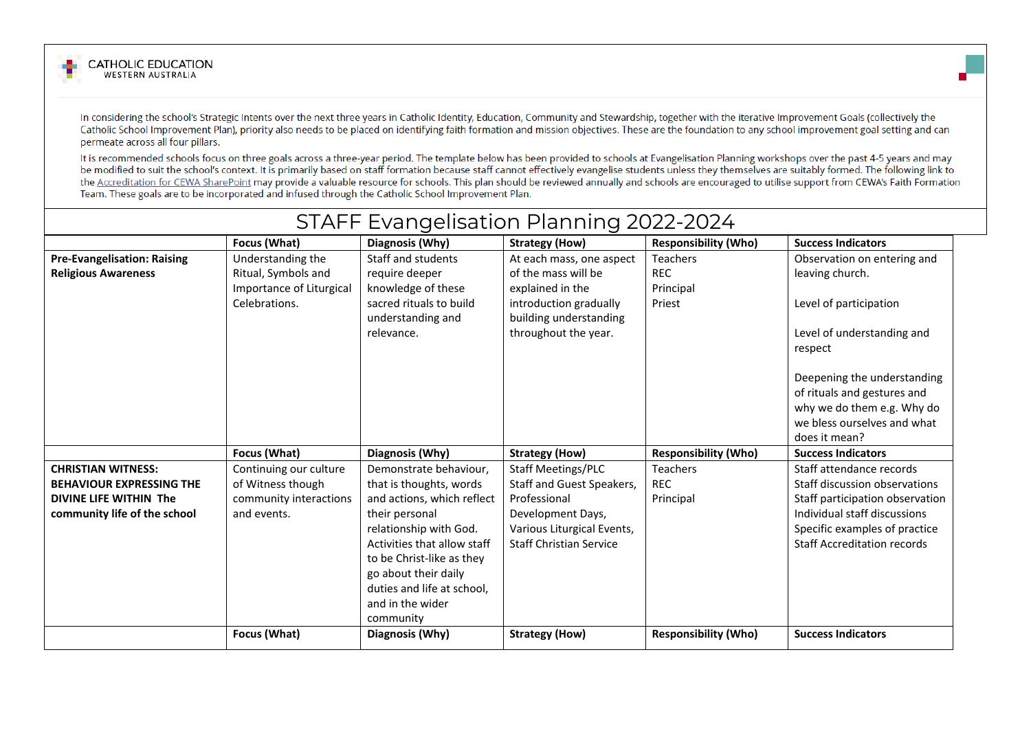CATHOLIC EDUCATION
WESTERN AUSTRALIA

In considering the school's Strategic Intents over the next three years in Catholic Identity, Education, Community and Stewardship, together with the iterative Improvement Goals (collectively the Catholic School Improvement Plan), priority also needs to be placed on identifying faith formation and mission objectives. These are the foundation to any school improvement goal setting and can permeate across all four pillars.

It is recommended schools focus on three goals across a three-year period. The template below has been provided to schools at Evangelisation Planning workshops over the past 4-5 years and may be modified to suit the school's context. It is primarily based on staff formation because staff cannot effectively evangelise students unless they themselves are suitably formed. The following link to the Accreditation for CEWA SharePoint may provide a valuable resource for schools. This plan should be reviewed annually and schools are encouraged to utilise support from CEWA's Faith Formation Team. These goals are to be incorporated and infused through the Catholic School Improvement Plan.

# STAFF Evangelisation Planning 2022-2024

| | Focus (What) | Diagnosis (Why) | Strategy (How) | Responsibility (Who) | Success Indicators |
|---|---|---|---|---|---|
| **Pre-Evangelisation: Raising Religious Awareness** | Understanding the Ritual, Symbols and Importance of Liturgical Celebrations. | Staff and students require deeper knowledge of these sacred rituals to build understanding and relevance. | At each mass, one aspect of the mass will be explained in the introduction gradually building understanding throughout the year. | Teachers<br>REC<br>Principal<br>Priest | Observation on entering and leaving church.<br><br>Level of participation<br><br>Level of understanding and respect<br><br>Deepening the understanding of rituals and gestures and why we do them e.g. Why do we bless ourselves and what does it mean? |
| | **Focus (What)** | **Diagnosis (Why)** | **Strategy (How)** | **Responsibility (Who)** | **Success Indicators** |
| **CHRISTIAN WITNESS: BEHAVIOUR EXPRESSING THE DIVINE LIFE WITHIN The community life of the school** | Continuing our culture of Witness though community interactions and events. | Demonstrate behaviour, that is thoughts, words and actions, which reflect their personal relationship with God. Activities that allow staff to be Christ-like as they go about their daily duties and life at school, and in the wider community | Staff Meetings/PLC<br>Staff and Guest Speakers,<br>Professional Development Days,<br>Various Liturgical Events,<br>Staff Christian Service | Teachers<br>REC<br>Principal | Staff attendance records<br>Staff discussion observations<br>Staff participation observation<br>Individual staff discussions<br>Specific examples of practice<br>Staff Accreditation records |
| | **Focus (What)** | **Diagnosis (Why)** | **Strategy (How)** | **Responsibility (Who)** | **Success Indicators** |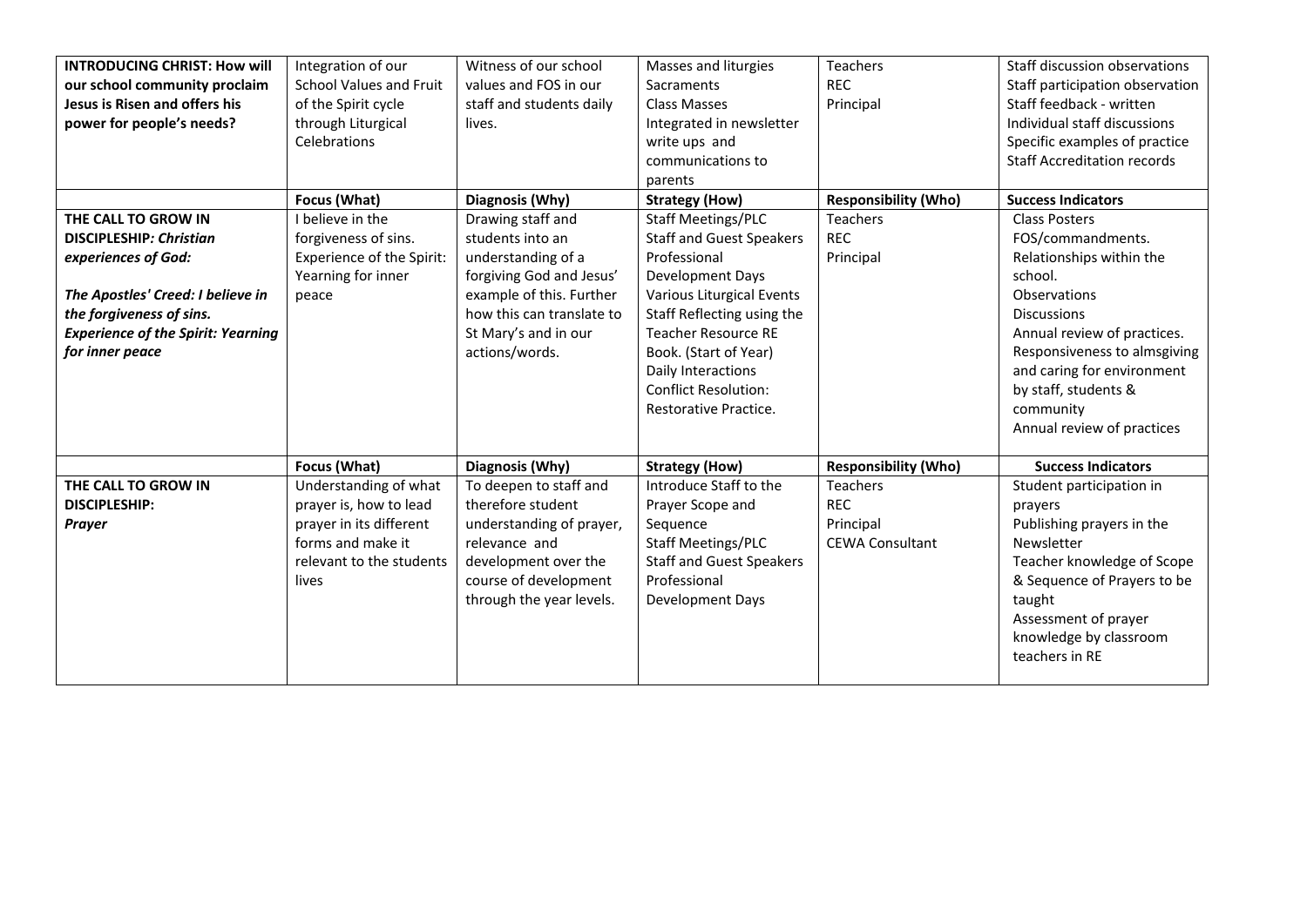| **INTRODUCING CHRIST: How will our school community proclaim Jesus is Risen and offers his power for people's needs?** | Integration of our School Values and Fruit of the Spirit cycle through Liturgical Celebrations | Witness of our school values and FOS in our staff and students daily lives. | Masses and liturgies<br>Sacraments<br>Class Masses<br>Integrated in newsletter write ups and communications to parents | Teachers<br>REC<br>Principal | Staff discussion observations<br>Staff participation observation<br>Staff feedback - written<br>Individual staff discussions<br>Specific examples of practice<br>Staff Accreditation records |
|---|---|---|---|---|---|
| | **Focus (What)** | **Diagnosis (Why)** | **Strategy (How)** | **Responsibility (Who)** | **Success Indicators** |
| **THE CALL TO GROW IN DISCIPLESHIP:** ***Christian experiences of God:***<br><br>***The Apostles' Creed: I believe in the forgiveness of sins.***<br>***Experience of the Spirit: Yearning for inner peace*** | I believe in the forgiveness of sins.<br>Experience of the Spirit: Yearning for inner peace | Drawing staff and students into an understanding of a forgiving God and Jesus' example of this. Further how this can translate to St Mary's and in our actions/words. | Staff Meetings/PLC<br>Staff and Guest Speakers<br>Professional Development Days<br>Various Liturgical Events<br>Staff Reflecting using the Teacher Resource RE Book. (Start of Year)<br>Daily Interactions<br>Conflict Resolution: Restorative Practice. | Teachers<br>REC<br>Principal | Class Posters<br>FOS/commandments.<br>Relationships within the school.<br>Observations<br>Discussions<br>Annual review of practices.<br>Responsiveness to almsgiving and caring for environment by staff, students & community<br>Annual review of practices |
| | **Focus (What)** | **Diagnosis (Why)** | **Strategy (How)** | **Responsibility (Who)** | **Success Indicators** |
| **THE CALL TO GROW IN DISCIPLESHIP:**<br>***Prayer*** | Understanding of what prayer is, how to lead prayer in its different forms and make it relevant to the students lives | To deepen to staff and therefore student understanding of prayer, relevance and development over the course of development through the year levels. | Introduce Staff to the Prayer Scope and Sequence<br>Staff Meetings/PLC<br>Staff and Guest Speakers<br>Professional Development Days | Teachers<br>REC<br>Principal<br>CEWA Consultant | Student participation in prayers<br>Publishing prayers in the Newsletter<br>Teacher knowledge of Scope & Sequence of Prayers to be taught<br>Assessment of prayer knowledge by classroom teachers in RE |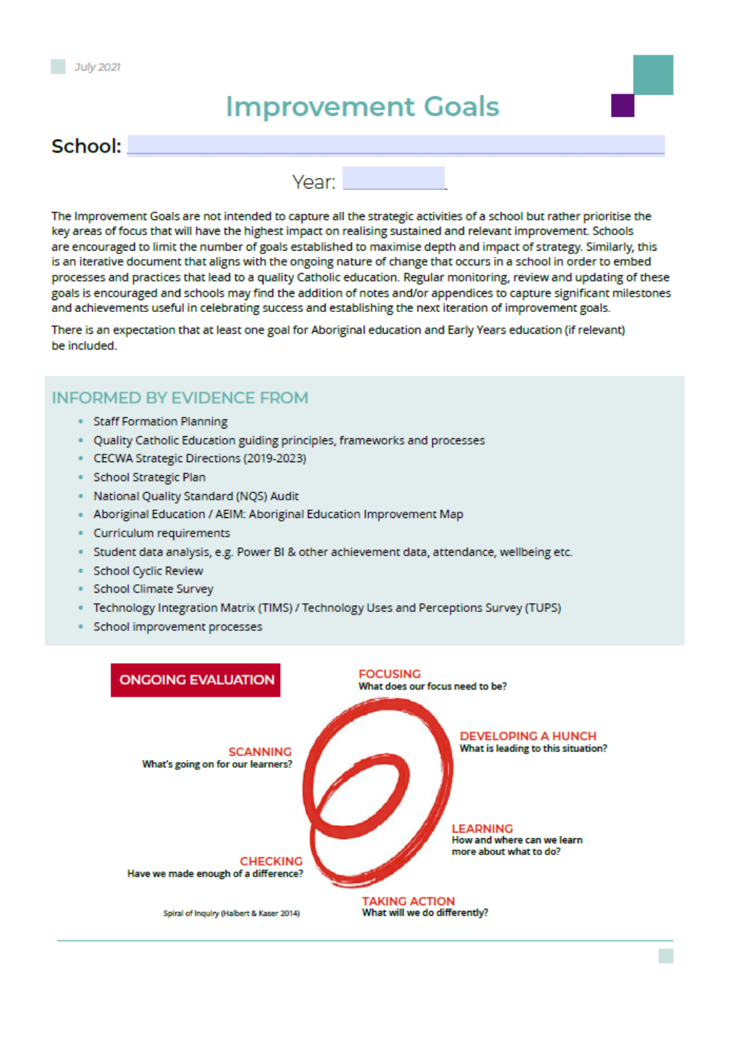July 2021

# Improvement Goals

**School:** ______________________

Year: __________

The Improvement Goals are not intended to capture all the strategic activities of a school but rather prioritise the key areas of focus that will have the highest impact on realising sustained and relevant improvement. Schools are encouraged to limit the number of goals established to maximise depth and impact of strategy. Similarly, this is an iterative document that aligns with the ongoing nature of change that occurs in a school in order to embed processes and practices that lead to a quality Catholic education. Regular monitoring, review and updating of these goals is encouraged and schools may find the addition of notes and/or appendices to capture significant milestones and achievements useful in celebrating success and establishing the next iteration of improvement goals.

There is an expectation that at least one goal for Aboriginal education and Early Years education (if relevant) be included.

## INFORMED BY EVIDENCE FROM

- Staff Formation Planning
- Quality Catholic Education guiding principles, frameworks and processes
- CECWA Strategic Directions (2019-2023)
- School Strategic Plan
- National Quality Standard (NQS) Audit
- Aboriginal Education / AEIM: Aboriginal Education Improvement Map
- Curriculum requirements
- Student data analysis, e.g. Power BI & other achievement data, attendance, wellbeing etc.
- School Cyclic Review
- School Climate Survey
- Technology Integration Matrix (TIMS) / Technology Uses and Perceptions Survey (TUPS)
- School improvement processes

## ONGOING EVALUATION

**SCANNING**
What's going on for our learners?

**FOCUSING**
What does our focus need to be?

**DEVELOPING A HUNCH**
What is leading to this situation?

**LEARNING**
How and where can we learn more about what to do?

**TAKING ACTION**
What will we do differently?

**CHECKING**
Have we made enough of a difference?

Spiral of Inquiry (Halbert & Kaser 2014)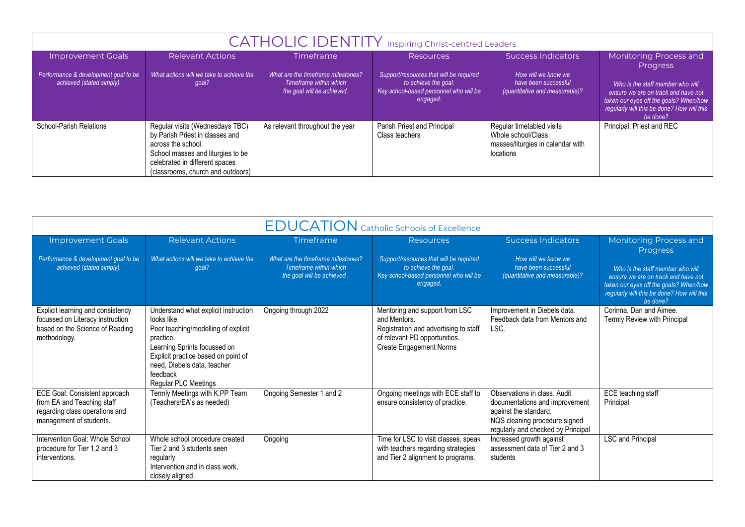## CATHOLIC IDENTITY Inspiring Christ-centred Leaders

| Improvement Goals<br>*Performance & development goal to be achieved (stated simply).* | Relevant Actions<br>*What actions will we take to achieve the goal?* | Timeframe<br>*What are the timeframe milestones? Timeframe within which the goal will be achieved.* | Resources<br>*Support/resources that will be required to achieve the goal. Key school-based personnel who will be engaged.* | Success Indicators<br>*How will we know we have been successful (quantitative and measurable)?* | Monitoring Process and Progress<br>*Who is the staff member who will ensure we are on track and have not taken our eyes off the goals? When/how regularly will this be done? How will this be done?* |
|---|---|---|---|---|---|
| School-Parish Relations | Regular visits (Wednesdays TBC) by Parish Priest in classes and across the school.<br>School masses and liturgies to be celebrated in different spaces (classrooms, church and outdoors) | As relevant throughout the year | Parish Priest and Principal<br>Class teachers | Regular timetabled visits<br>Whole school/Class masses/liturgies in calendar with locations | Principal, Priest and REC |

## EDUCATION Catholic Schools of Excellence

| Improvement Goals<br>*Performance & development goal to be achieved (stated simply).* | Relevant Actions<br>*What actions will we take to achieve the goal?* | Timeframe<br>*What are the timeframe milestones? Timeframe within which the goal will be achieved .* | Resources<br>*Support/resources that will be required to achieve the goal. Key school-based personnel who will be engaged.* | Success Indicators<br>*How will we know we have been successful (quantitative and measurable)?* | Monitoring Process and Progress<br>*Who is the staff member who will ensure we are on track and have not taken our eyes off the goals? When/how regularly will this be done? How will this be done?* |
|---|---|---|---|---|---|
| Explicit learning and consistency focussed on Literacy instruction based on the Science of Reading methodology. | Understand what explicit instruction looks like.<br>Peer teaching/modelling of explicit practice.<br>Learning Sprints focussed on Explicit practice based on point of need, Diebels data, teacher feedback<br>Regular PLC Meetings | Ongoing through 2022 | Mentoring and support from LSC and Mentors.<br>Registration and advertising to staff of relevant PD opportunities.<br>Create Engagement Norms | Improvement in Diebels data.<br>Feedback data from Mentors and LSC. | Corinna, Dan and Aimee.<br>Termly Review with Principal |
| ECE Goal: Consistent approach from EA and Teaching staff regarding class operations and management of students. | Termly Meetings with K.PP Team (Teachers/EA's as needed) | Ongoing Semester 1 and 2 | Ongoing meetings with ECE staff to ensure consistency of practice. | Observations in class. Audit documentations and improvement against the standard.<br>NQS cleaning procedure signed regularly and checked by Principal | ECE teaching staff<br>Principal |
| Intervention Goal: Whole School procedure for Tier 1,2 and 3 interventions. | Whole school procedure created<br>Tier 2 and 3 students seen regularly<br>Intervention and in class work, closely aligned. | Ongoing | Time for LSC to visit classes, speak with teachers regarding strategies and Tier 2 alignment to programs. | Increased growth against assessment data of Tier 2 and 3 students | LSC and Principal |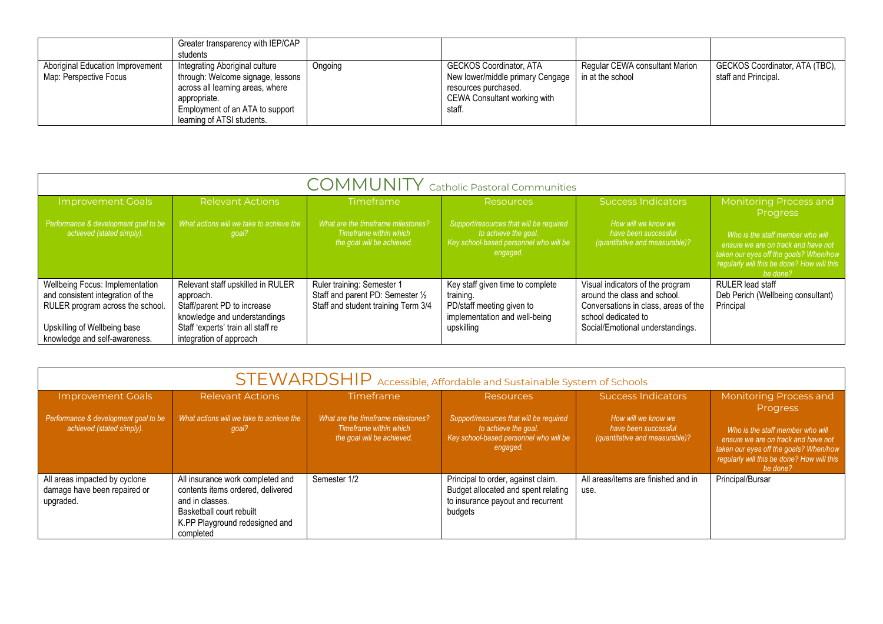|  |  |  |  |  |  |
|---|---|---|---|---|---|
|  | Greater transparency with IEP/CAP students |  |  |  |  |
| Aboriginal Education Improvement Map: Perspective Focus | Integrating Aboriginal culture through: Welcome signage, lessons across all learning areas, where appropriate.<br>Employment of an ATA to support learning of ATSI students. | Ongoing | GECKOS Coordinator, ATA<br>New lower/middle primary Cengage resources purchased.<br>CEWA Consultant working with staff. | Regular CEWA consultant Marion in at the school | GECKOS Coordinator, ATA (TBC), staff and Principal. |

## COMMUNITY Catholic Pastoral Communities

| Improvement Goals<br>*Performance & development goal to be achieved (stated simply).* | Relevant Actions<br>*What actions will we take to achieve the goal?* | Timeframe<br>*What are the timeframe milestones? Timeframe within which the goal will be achieved.* | Resources<br>*Support/resources that will be required to achieve the goal. Key school-based personnel who will be engaged.* | Success Indicators<br>*How will we know we have been successful (quantitative and measurable)?* | Monitoring Process and Progress<br>*Who is the staff member who will ensure we are on track and have not taken our eyes off the goals? When/how regularly will this be done? How will this be done?* |
|---|---|---|---|---|---|
| Wellbeing Focus: Implementation and consistent integration of the RULER program across the school.<br><br>Upskilling of Wellbeing base knowledge and self-awareness. | Relevant staff upskilled in RULER approach.<br>Staff/parent PD to increase knowledge and understandings<br>Staff 'experts' train all staff re integration of approach | Ruler training: Semester 1<br>Staff and parent PD: Semester ½<br>Staff and student training Term 3/4 | Key staff given time to complete training.<br>PD/staff meeting given to implementation and well-being upskilling | Visual indicators of the program around the class and school.<br>Conversations in class, areas of the school dedicated to Social/Emotional understandings. | RULER lead staff<br>Deb Perich (Wellbeing consultant)<br>Principal |

## STEWARDSHIP Accessible, Affordable and Sustainable System of Schools

| Improvement Goals<br>*Performance & development goal to be achieved (stated simply).* | Relevant Actions<br>*What actions will we take to achieve the goal?* | Timeframe<br>*What are the timeframe milestones? Timeframe within which the goal will be achieved.* | Resources<br>*Support/resources that will be required to achieve the goal. Key school-based personnel who will be engaged.* | Success Indicators<br>*How will we know we have been successful (quantitative and measurable)?* | Monitoring Process and Progress<br>*Who is the staff member who will ensure we are on track and have not taken our eyes off the goals? When/how regularly will this be done? How will this be done?* |
|---|---|---|---|---|---|
| All areas impacted by cyclone damage have been repaired or upgraded. | All insurance work completed and contents items ordered, delivered and in classes.<br>Basketball court rebuilt<br>K.PP Playground redesigned and completed | Semester 1/2 | Principal to order, against claim.<br>Budget allocated and spent relating to insurance payout and recurrent budgets | All areas/items are finished and in use. | Principal/Bursar |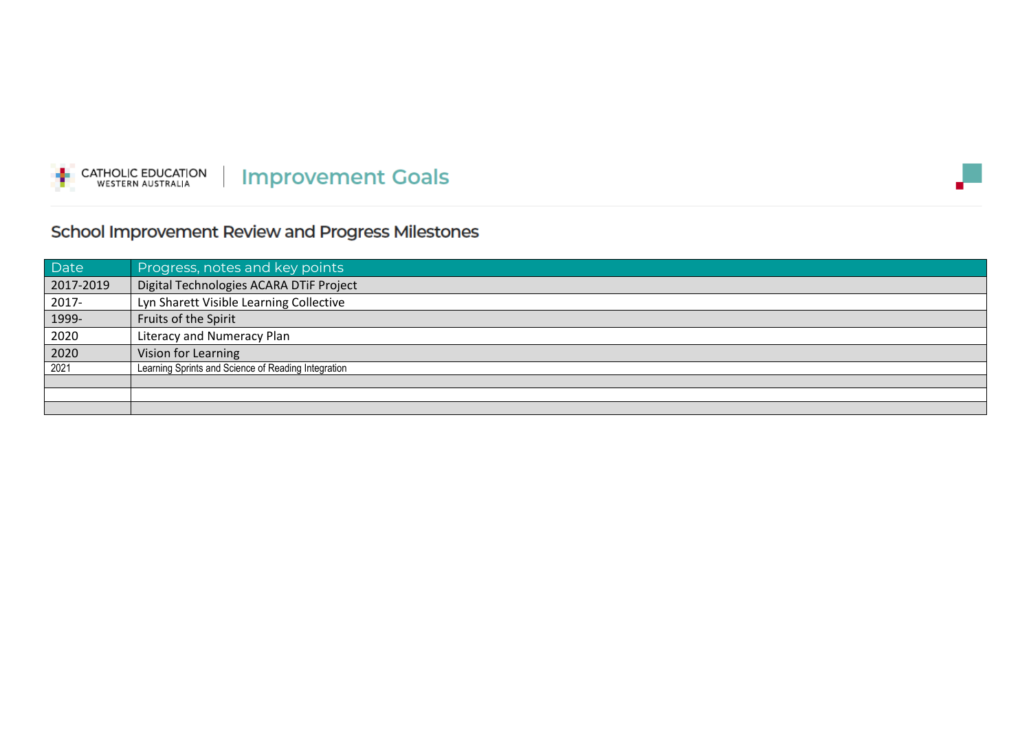# Improvement Goals

## School Improvement Review and Progress Milestones

| Date | Progress, notes and key points |
|---|---|
| 2017-2019 | Digital Technologies ACARA DTiF Project |
| 2017- | Lyn Sharett Visible Learning Collective |
| 1999- | Fruits of the Spirit |
| 2020 | Literacy and Numeracy Plan |
| 2020 | Vision for Learning |
| 2021 | Learning Sprints and Science of Reading Integration |
| | |
| | |
| | |